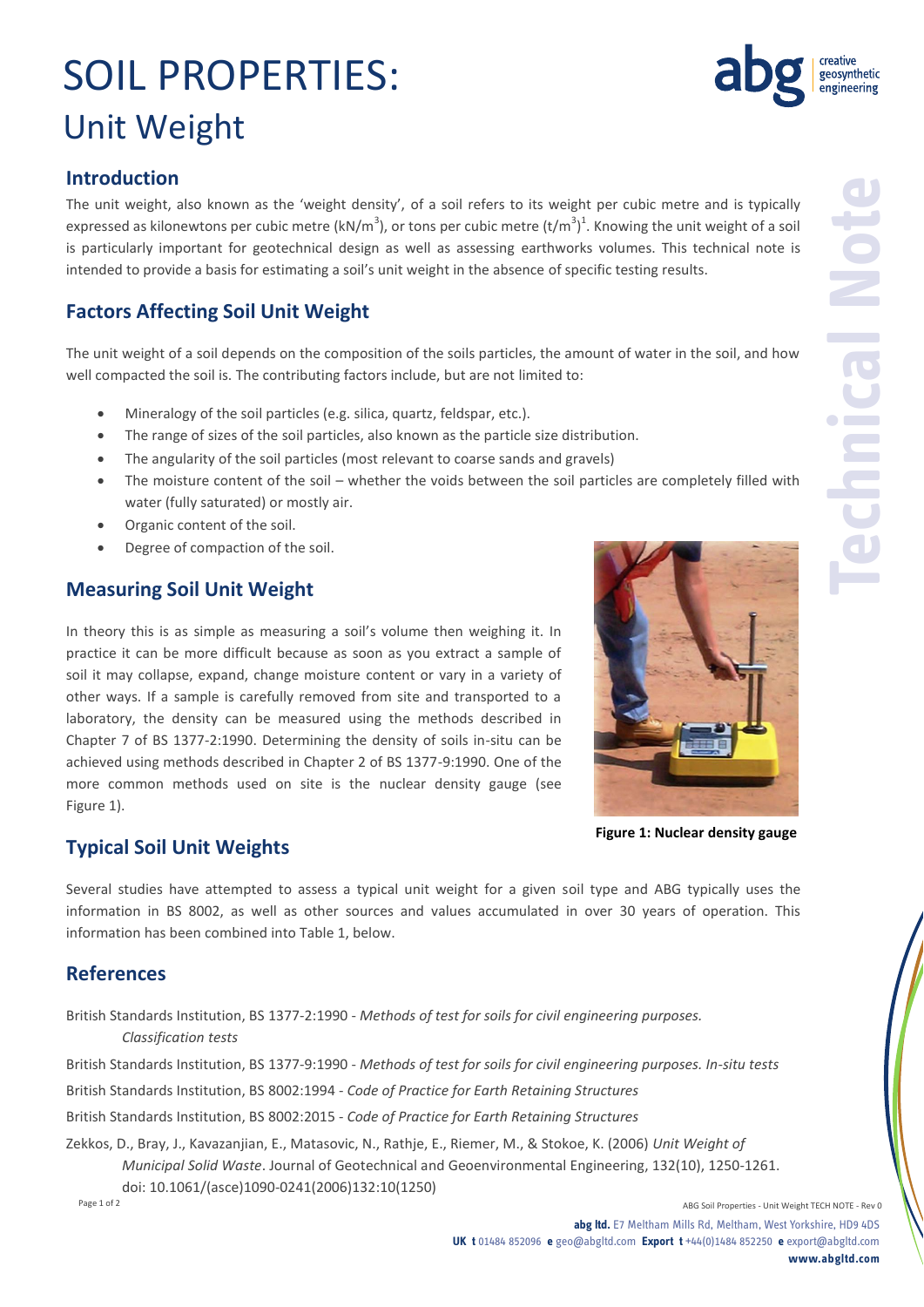# SOIL PROPERTIES:

## Unit Weight

### Introduction

The unit weight, also known as the 'weight density', of a soil refers to its weight per cubic metre and is typically expressed as kilonewtons per cubic metre ($kN/m^3$), or tons per cubic metre ($t/m^3$)[1]. Knowing the unit weight of a soil is particularly important for geotechnical design as well as assessing earthworks volumes. This technical note is intended to provide a basis for estimating a soil's unit weight in the absence of specific testing results.

### Factors Affecting Soil Unit Weight

The unit weight of a soil depends on the composition of the soils particles, the amount of water in the soil, and how well compacted the soil is. The contributing factors include, but are not limited to:

- Mineralogy of the soil particles (e.g. silica, quartz, feldspar, etc.).
- The range of sizes of the soil particles, also known as the particle size distribution.
- The angularity of the soil particles (most relevant to coarse sands and gravels)
- The moisture content of the soil – whether the voids between the soil particles are completely filled with water (fully saturated) or mostly air.
- Organic content of the soil.
- Degree of compaction of the soil.

### Measuring Soil Unit Weight

In theory this is as simple as measuring a soil's volume then weighing it. In practice it can be more difficult because as soon as you extract a sample of soil it may collapse, expand, change moisture content or vary in a variety of other ways. If a sample is carefully removed from site and transported to a laboratory, the density can be measured using the methods described in Chapter 7 of BS 1377-2:1990. Determining the density of soils in-situ can be achieved using methods described in Chapter 2 of BS 1377-9:1990. One of the more common methods used on site is the nuclear density gauge (see Figure 1).

**Figure 1: Nuclear density gauge**

### Typical Soil Unit Weights

Several studies have attempted to assess a typical unit weight for a given soil type and ABG typically uses the information in BS 8002, as well as other sources and values accumulated in over 30 years of operation. This information has been combined into Table 1, below.

### References

British Standards Institution, BS 1377-2:1990 - *Methods of test for soils for civil engineering purposes. Classification tests*

British Standards Institution, BS 1377-9:1990 - *Methods of test for soils for civil engineering purposes. In-situ tests*

British Standards Institution, BS 8002:1994 - *Code of Practice for Earth Retaining Structures*

British Standards Institution, BS 8002:2015 - *Code of Practice for Earth Retaining Structures*

Zekkos, D., Bray, J., Kavazanjian, E., Matasovic, N., Rathje, E., Riemer, M., & Stokoe, K. (2006) *Unit Weight of Municipal Solid Waste*. Journal of Geotechnical and Geoenvironmental Engineering, 132(10), 1250-1261. doi: 10.1061/(asce)1090-0241(2006)132:10(1250)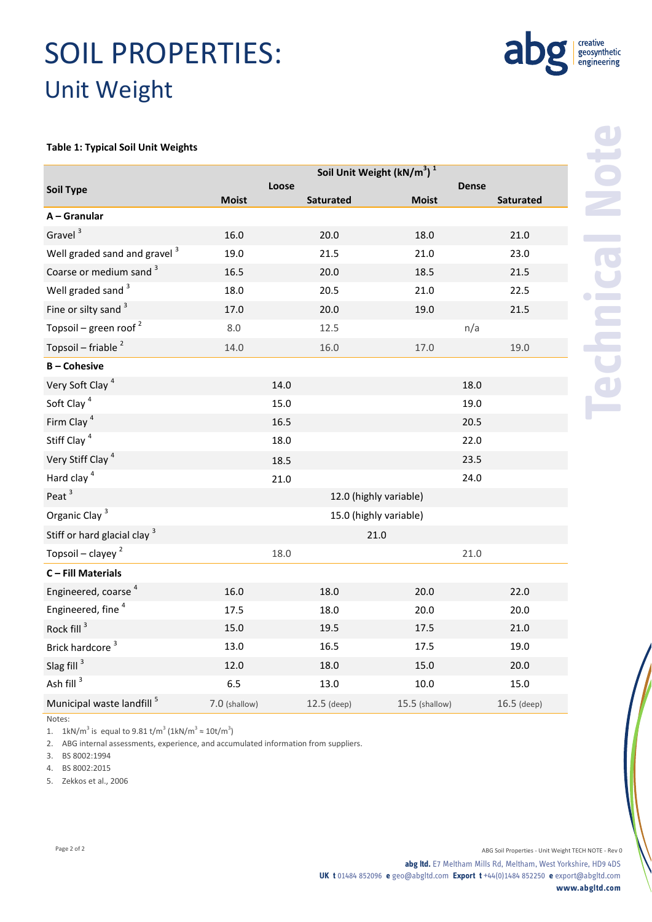# SOIL PROPERTIES:

## Unit Weight

**Table 1: Typical Soil Unit Weights**

| Soil Type | Soil Unit Weight (kN/m³) [1] | | | |
|---|---|---|---|---|
| | Loose | | Dense | |
| | Moist | Saturated | Moist | Saturated |
| **A – Granular** | | | | |
| Gravel [3] | 16.0 | 20.0 | 18.0 | 21.0 |
| Well graded sand and gravel [3] | 19.0 | 21.5 | 21.0 | 23.0 |
| Coarse or medium sand [3] | 16.5 | 20.0 | 18.5 | 21.5 |
| Well graded sand [3] | 18.0 | 20.5 | 21.0 | 22.5 |
| Fine or silty sand [3] | 17.0 | 20.0 | 19.0 | 21.5 |
| Topsoil – green roof [2] | 8.0 | 12.5 | n/a | |
| Topsoil – friable [2] | 14.0 | 16.0 | 17.0 | 19.0 |
| **B – Cohesive** | | | | |
| Very Soft Clay [4] | 14.0 | | 18.0 | |
| Soft Clay [4] | 15.0 | | 19.0 | |
| Firm Clay [4] | 16.5 | | 20.5 | |
| Stiff Clay [4] | 18.0 | | 22.0 | |
| Very Stiff Clay [4] | 18.5 | | 23.5 | |
| Hard clay [4] | 21.0 | | 24.0 | |
| Peat [3] | 12.0 (highly variable) | | | |
| Organic Clay [3] | 15.0 (highly variable) | | | |
| Stiff or hard glacial clay [3] | 21.0 | | | |
| Topsoil – clayey [2] | 18.0 | | 21.0 | |
| **C – Fill Materials** | | | | |
| Engineered, coarse [4] | 16.0 | 18.0 | 20.0 | 22.0 |
| Engineered, fine [4] | 17.5 | 18.0 | 20.0 | 20.0 |
| Rock fill [3] | 15.0 | 19.5 | 17.5 | 21.0 |
| Brick hardcore [3] | 13.0 | 16.5 | 17.5 | 19.0 |
| Slag fill [3] | 12.0 | 18.0 | 15.0 | 20.0 |
| Ash fill [3] | 6.5 | 13.0 | 10.0 | 15.0 |
| Municipal waste landfill [5] | 7.0 (shallow) | 12.5 (deep) | 15.5 (shallow) | 16.5 (deep) |

Notes:

1. $1 kN/m^3$ is equal to $9.81 t/m^3$ ($1 kN/m^3 \approx 10 t/m^3$)
2. ABG internal assessments, experience, and accumulated information from suppliers.
3. BS 8002:1994
4. BS 8002:2015
5. Zekkos et al., 2006

abg ltd. E7 Meltham Mills Rd, Meltham, West Yorkshire, HD9 4DS
UK t 01484 852096 e geo@abgltd.com Export t +44(0)1484 852250 e export@abgltd.com
www.abgltd.com